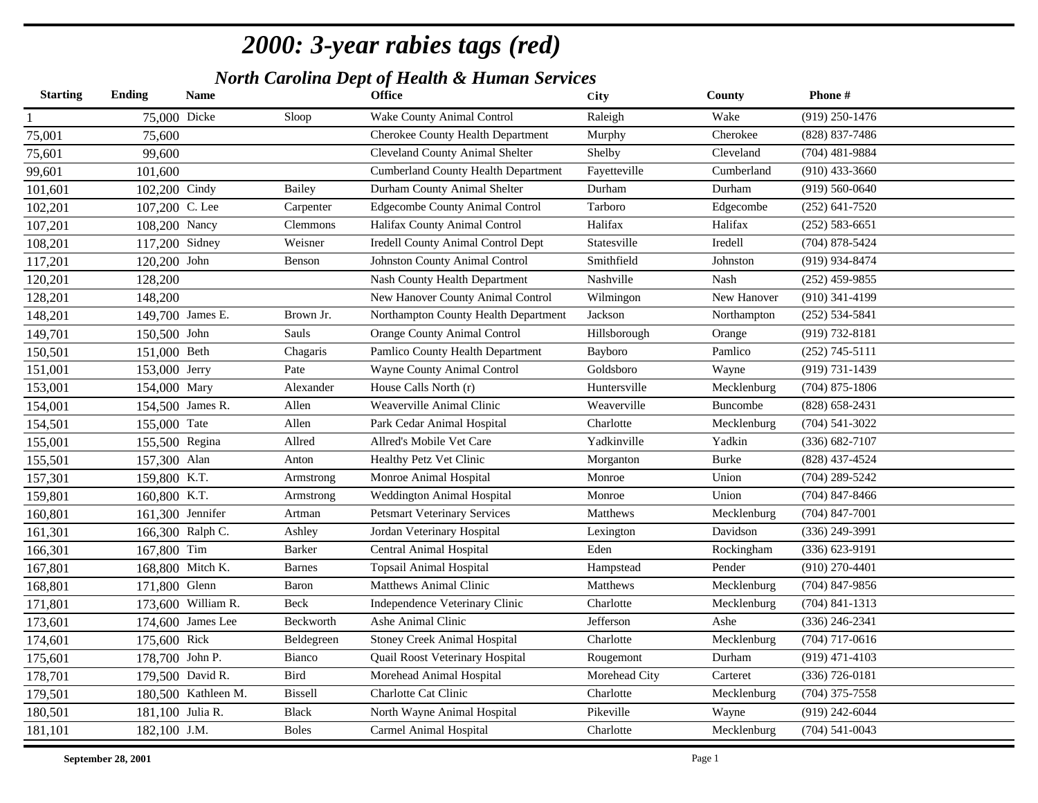# *2000: 3-year rabies tags (red)*

## *North Carolina Dept of Health & Human Services*

| Starting | Ending | Name | | Office | City | County | Phone # |
|---|---|---|---|---|---|---|---|
| 1 | 75,000 | Dicke | Sloop | Wake County Animal Control | Raleigh | Wake | (919) 250-1476 |
| 75,001 | 75,600 | | | Cherokee County Health Department | Murphy | Cherokee | (828) 837-7486 |
| 75,601 | 99,600 | | | Cleveland County Animal Shelter | Shelby | Cleveland | (704) 481-9884 |
| 99,601 | 101,600 | | | Cumberland County Health Department | Fayetteville | Cumberland | (910) 433-3660 |
| 101,601 | 102,200 | Cindy | Bailey | Durham County Animal Shelter | Durham | Durham | (919) 560-0640 |
| 102,201 | 107,200 | C. Lee | Carpenter | Edgecombe County Animal Control | Tarboro | Edgecombe | (252) 641-7520 |
| 107,201 | 108,200 | Nancy | Clemmons | Halifax County Animal Control | Halifax | Halifax | (252) 583-6651 |
| 108,201 | 117,200 | Sidney | Weisner | Iredell County Animal Control Dept | Statesville | Iredell | (704) 878-5424 |
| 117,201 | 120,200 | John | Benson | Johnston County Animal Control | Smithfield | Johnston | (919) 934-8474 |
| 120,201 | 128,200 | | | Nash County Health Department | Nashville | Nash | (252) 459-9855 |
| 128,201 | 148,200 | | | New Hanover County Animal Control | Wilmingon | New Hanover | (910) 341-4199 |
| 148,201 | 149,700 | James E. | Brown Jr. | Northampton County Health Department | Jackson | Northampton | (252) 534-5841 |
| 149,701 | 150,500 | John | Sauls | Orange County Animal Control | Hillsborough | Orange | (919) 732-8181 |
| 150,501 | 151,000 | Beth | Chagaris | Pamlico County Health Department | Bayboro | Pamlico | (252) 745-5111 |
| 151,001 | 153,000 | Jerry | Pate | Wayne County Animal Control | Goldsboro | Wayne | (919) 731-1439 |
| 153,001 | 154,000 | Mary | Alexander | House Calls North (r) | Huntersville | Mecklenburg | (704) 875-1806 |
| 154,001 | 154,500 | James R. | Allen | Weaverville Animal Clinic | Weaverville | Buncombe | (828) 658-2431 |
| 154,501 | 155,000 | Tate | Allen | Park Cedar Animal Hospital | Charlotte | Mecklenburg | (704) 541-3022 |
| 155,001 | 155,500 | Regina | Allred | Allred's Mobile Vet Care | Yadkinville | Yadkin | (336) 682-7107 |
| 155,501 | 157,300 | Alan | Anton | Healthy Petz Vet Clinic | Morganton | Burke | (828) 437-4524 |
| 157,301 | 159,800 | K.T. | Armstrong | Monroe Animal Hospital | Monroe | Union | (704) 289-5242 |
| 159,801 | 160,800 | K.T. | Armstrong | Weddington Animal Hospital | Monroe | Union | (704) 847-8466 |
| 160,801 | 161,300 | Jennifer | Artman | Petsmart Veterinary Services | Matthews | Mecklenburg | (704) 847-7001 |
| 161,301 | 166,300 | Ralph C. | Ashley | Jordan Veterinary Hospital | Lexington | Davidson | (336) 249-3991 |
| 166,301 | 167,800 | Tim | Barker | Central Animal Hospital | Eden | Rockingham | (336) 623-9191 |
| 167,801 | 168,800 | Mitch K. | Barnes | Topsail Animal Hospital | Hampstead | Pender | (910) 270-4401 |
| 168,801 | 171,800 | Glenn | Baron | Matthews Animal Clinic | Matthews | Mecklenburg | (704) 847-9856 |
| 171,801 | 173,600 | William R. | Beck | Independence Veterinary Clinic | Charlotte | Mecklenburg | (704) 841-1313 |
| 173,601 | 174,600 | James Lee | Beckworth | Ashe Animal Clinic | Jefferson | Ashe | (336) 246-2341 |
| 174,601 | 175,600 | Rick | Beldegreen | Stoney Creek Animal Hospital | Charlotte | Mecklenburg | (704) 717-0616 |
| 175,601 | 178,700 | John P. | Bianco | Quail Roost Veterinary Hospital | Rougemont | Durham | (919) 471-4103 |
| 178,701 | 179,500 | David R. | Bird | Morehead Animal Hospital | Morehead City | Carteret | (336) 726-0181 |
| 179,501 | 180,500 | Kathleen M. | Bissell | Charlotte Cat Clinic | Charlotte | Mecklenburg | (704) 375-7558 |
| 180,501 | 181,100 | Julia R. | Black | North Wayne Animal Hospital | Pikeville | Wayne | (919) 242-6044 |
| 181,101 | 182,100 | J.M. | Boles | Carmel Animal Hospital | Charlotte | Mecklenburg | (704) 541-0043 |

**September 28, 2001**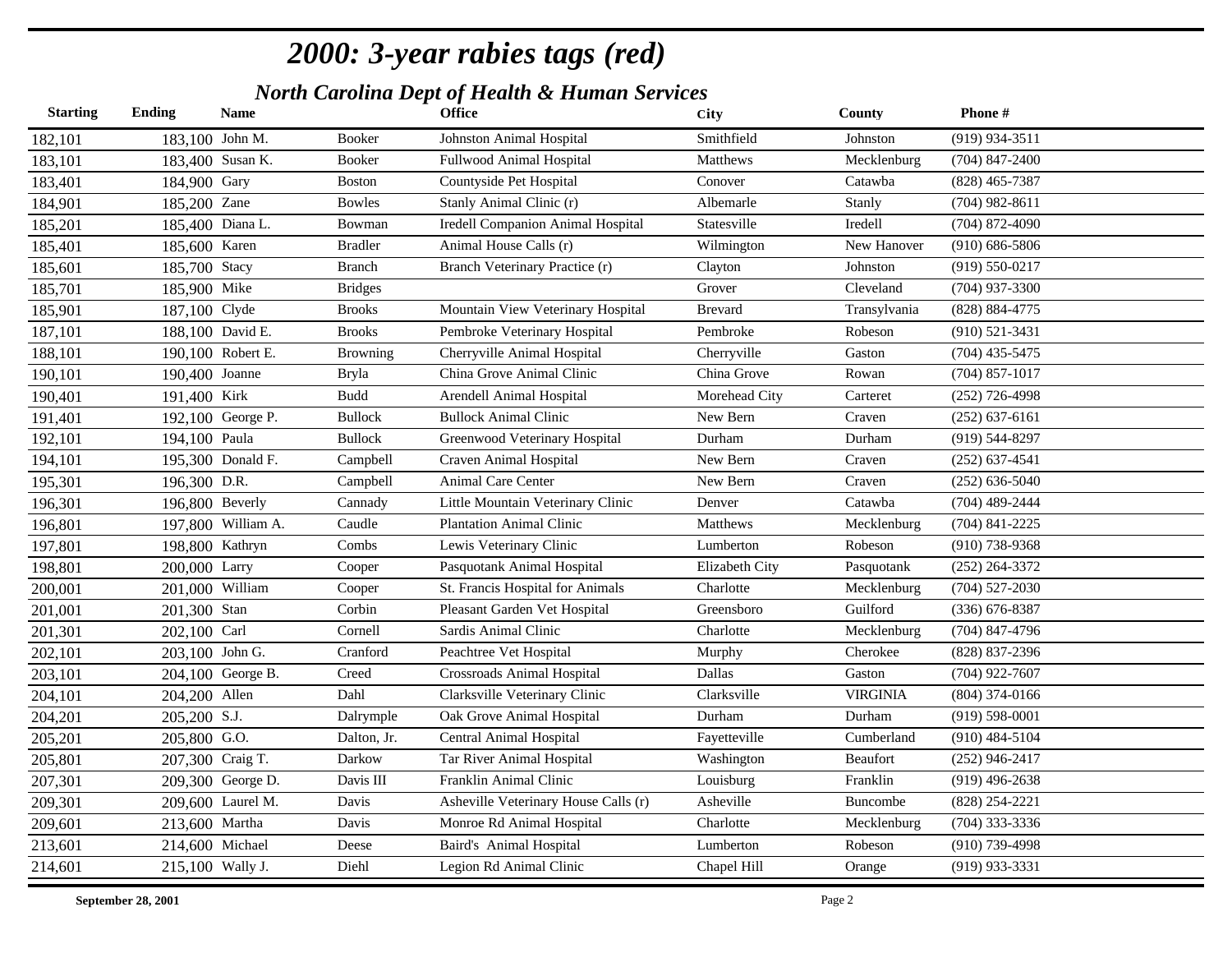# *2000: 3-year rabies tags (red)*

## *North Carolina Dept of Health & Human Services*

| Starting | Ending | Name | | Office | City | County | Phone # |
|---|---|---|---|---|---|---|---|
| 182,101 | 183,100 | John M. | Booker | Johnston Animal Hospital | Smithfield | Johnston | (919) 934-3511 |
| 183,101 | 183,400 | Susan K. | Booker | Fullwood Animal Hospital | Matthews | Mecklenburg | (704) 847-2400 |
| 183,401 | 184,900 | Gary | Boston | Countyside Pet Hospital | Conover | Catawba | (828) 465-7387 |
| 184,901 | 185,200 | Zane | Bowles | Stanly Animal Clinic (r) | Albemarle | Stanly | (704) 982-8611 |
| 185,201 | 185,400 | Diana L. | Bowman | Iredell Companion Animal Hospital | Statesville | Iredell | (704) 872-4090 |
| 185,401 | 185,600 | Karen | Bradler | Animal House Calls (r) | Wilmington | New Hanover | (910) 686-5806 |
| 185,601 | 185,700 | Stacy | Branch | Branch Veterinary Practice (r) | Clayton | Johnston | (919) 550-0217 |
| 185,701 | 185,900 | Mike | Bridges | | Grover | Cleveland | (704) 937-3300 |
| 185,901 | 187,100 | Clyde | Brooks | Mountain View Veterinary Hospital | Brevard | Transylvania | (828) 884-4775 |
| 187,101 | 188,100 | David E. | Brooks | Pembroke Veterinary Hospital | Pembroke | Robeson | (910) 521-3431 |
| 188,101 | 190,100 | Robert E. | Browning | Cherryville Animal Hospital | Cherryville | Gaston | (704) 435-5475 |
| 190,101 | 190,400 | Joanne | Bryla | China Grove Animal Clinic | China Grove | Rowan | (704) 857-1017 |
| 190,401 | 191,400 | Kirk | Budd | Arendell Animal Hospital | Morehead City | Carteret | (252) 726-4998 |
| 191,401 | 192,100 | George P. | Bullock | Bullock Animal Clinic | New Bern | Craven | (252) 637-6161 |
| 192,101 | 194,100 | Paula | Bullock | Greenwood Veterinary Hospital | Durham | Durham | (919) 544-8297 |
| 194,101 | 195,300 | Donald F. | Campbell | Craven Animal Hospital | New Bern | Craven | (252) 637-4541 |
| 195,301 | 196,300 | D.R. | Campbell | Animal Care Center | New Bern | Craven | (252) 636-5040 |
| 196,301 | 196,800 | Beverly | Cannady | Little Mountain Veterinary Clinic | Denver | Catawba | (704) 489-2444 |
| 196,801 | 197,800 | William A. | Caudle | Plantation Animal Clinic | Matthews | Mecklenburg | (704) 841-2225 |
| 197,801 | 198,800 | Kathryn | Combs | Lewis Veterinary Clinic | Lumberton | Robeson | (910) 738-9368 |
| 198,801 | 200,000 | Larry | Cooper | Pasquotank Animal Hospital | Elizabeth City | Pasquotank | (252) 264-3372 |
| 200,001 | 201,000 | William | Cooper | St. Francis Hospital for Animals | Charlotte | Mecklenburg | (704) 527-2030 |
| 201,001 | 201,300 | Stan | Corbin | Pleasant Garden Vet Hospital | Greensboro | Guilford | (336) 676-8387 |
| 201,301 | 202,100 | Carl | Cornell | Sardis Animal Clinic | Charlotte | Mecklenburg | (704) 847-4796 |
| 202,101 | 203,100 | John G. | Cranford | Peachtree Vet Hospital | Murphy | Cherokee | (828) 837-2396 |
| 203,101 | 204,100 | George B. | Creed | Crossroads Animal Hospital | Dallas | Gaston | (704) 922-7607 |
| 204,101 | 204,200 | Allen | Dahl | Clarksville Veterinary Clinic | Clarksville | VIRGINIA | (804) 374-0166 |
| 204,201 | 205,200 | S.J. | Dalrymple | Oak Grove Animal Hospital | Durham | Durham | (919) 598-0001 |
| 205,201 | 205,800 | G.O. | Dalton, Jr. | Central Animal Hospital | Fayetteville | Cumberland | (910) 484-5104 |
| 205,801 | 207,300 | Craig T. | Darkow | Tar River Animal Hospital | Washington | Beaufort | (252) 946-2417 |
| 207,301 | 209,300 | George D. | Davis III | Franklin Animal Clinic | Louisburg | Franklin | (919) 496-2638 |
| 209,301 | 209,600 | Laurel M. | Davis | Asheville Veterinary House Calls (r) | Asheville | Buncombe | (828) 254-2221 |
| 209,601 | 213,600 | Martha | Davis | Monroe Rd Animal Hospital | Charlotte | Mecklenburg | (704) 333-3336 |
| 213,601 | 214,600 | Michael | Deese | Baird's Animal Hospital | Lumberton | Robeson | (910) 739-4998 |
| 214,601 | 215,100 | Wally J. | Diehl | Legion Rd Animal Clinic | Chapel Hill | Orange | (919) 933-3331 |

**September 28, 2001**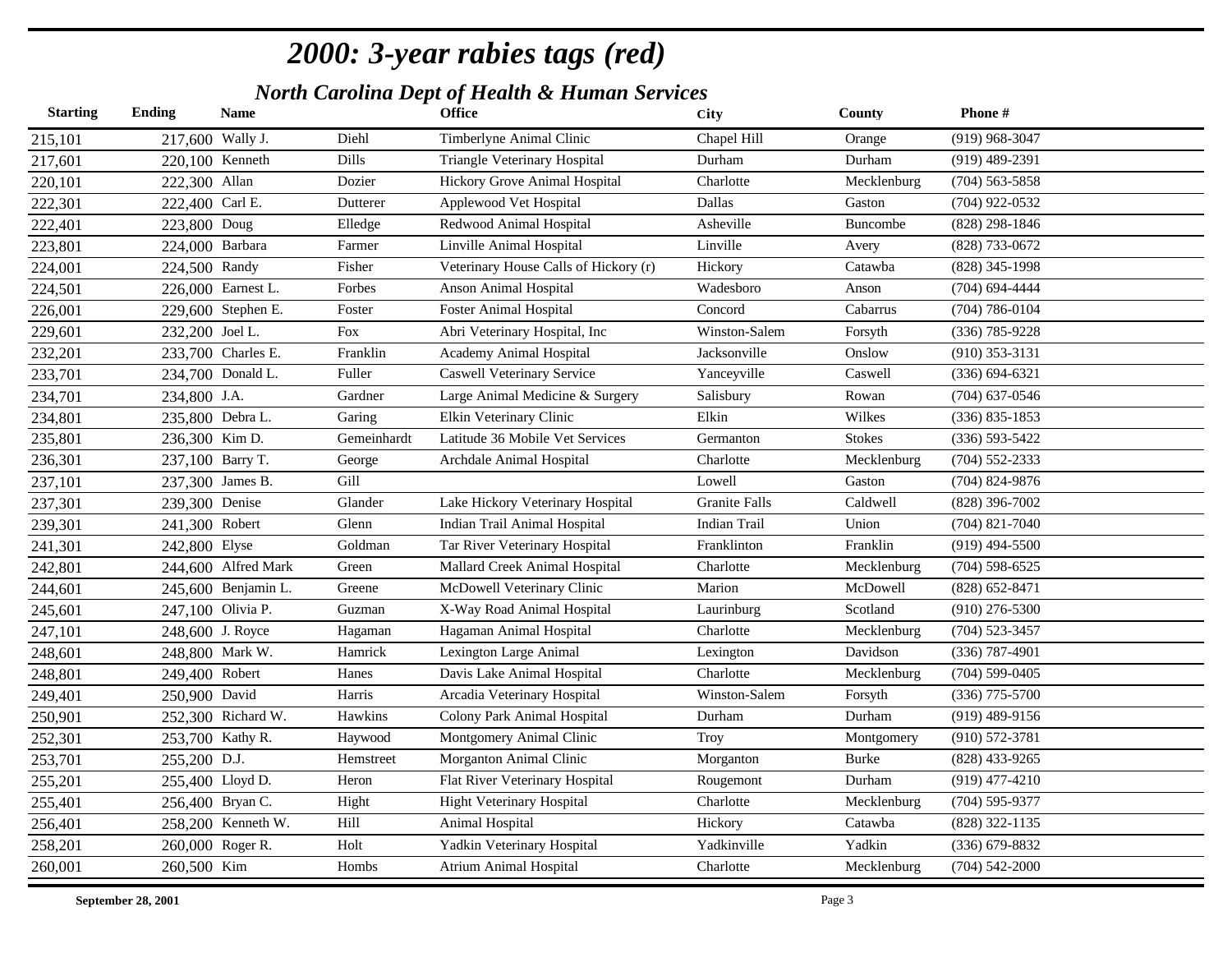# *2000: 3-year rabies tags (red)*

## *North Carolina Dept of Health & Human Services*

| Starting | Ending | Name | | Office | City | County | Phone # |
|---|---|---|---|---|---|---|---|
| 215,101 | 217,600 | Wally J. | Diehl | Timberlyne Animal Clinic | Chapel Hill | Orange | (919) 968-3047 |
| 217,601 | 220,100 | Kenneth | Dills | Triangle Veterinary Hospital | Durham | Durham | (919) 489-2391 |
| 220,101 | 222,300 | Allan | Dozier | Hickory Grove Animal Hospital | Charlotte | Mecklenburg | (704) 563-5858 |
| 222,301 | 222,400 | Carl E. | Dutterer | Applewood Vet Hospital | Dallas | Gaston | (704) 922-0532 |
| 222,401 | 223,800 | Doug | Elledge | Redwood Animal Hospital | Asheville | Buncombe | (828) 298-1846 |
| 223,801 | 224,000 | Barbara | Farmer | Linville Animal Hospital | Linville | Avery | (828) 733-0672 |
| 224,001 | 224,500 | Randy | Fisher | Veterinary House Calls of Hickory (r) | Hickory | Catawba | (828) 345-1998 |
| 224,501 | 226,000 | Earnest L. | Forbes | Anson Animal Hospital | Wadesboro | Anson | (704) 694-4444 |
| 226,001 | 229,600 | Stephen E. | Foster | Foster Animal Hospital | Concord | Cabarrus | (704) 786-0104 |
| 229,601 | 232,200 | Joel L. | Fox | Abri Veterinary Hospital, Inc | Winston-Salem | Forsyth | (336) 785-9228 |
| 232,201 | 233,700 | Charles E. | Franklin | Academy Animal Hospital | Jacksonville | Onslow | (910) 353-3131 |
| 233,701 | 234,700 | Donald L. | Fuller | Caswell Veterinary Service | Yanceyville | Caswell | (336) 694-6321 |
| 234,701 | 234,800 | J.A. | Gardner | Large Animal Medicine & Surgery | Salisbury | Rowan | (704) 637-0546 |
| 234,801 | 235,800 | Debra L. | Garing | Elkin Veterinary Clinic | Elkin | Wilkes | (336) 835-1853 |
| 235,801 | 236,300 | Kim D. | Gemeinhardt | Latitude 36 Mobile Vet Services | Germanton | Stokes | (336) 593-5422 |
| 236,301 | 237,100 | Barry T. | George | Archdale Animal Hospital | Charlotte | Mecklenburg | (704) 552-2333 |
| 237,101 | 237,300 | James B. | Gill | | Lowell | Gaston | (704) 824-9876 |
| 237,301 | 239,300 | Denise | Glander | Lake Hickory Veterinary Hospital | Granite Falls | Caldwell | (828) 396-7002 |
| 239,301 | 241,300 | Robert | Glenn | Indian Trail Animal Hospital | Indian Trail | Union | (704) 821-7040 |
| 241,301 | 242,800 | Elyse | Goldman | Tar River Veterinary Hospital | Franklinton | Franklin | (919) 494-5500 |
| 242,801 | 244,600 | Alfred Mark | Green | Mallard Creek Animal Hospital | Charlotte | Mecklenburg | (704) 598-6525 |
| 244,601 | 245,600 | Benjamin L. | Greene | McDowell Veterinary Clinic | Marion | McDowell | (828) 652-8471 |
| 245,601 | 247,100 | Olivia P. | Guzman | X-Way Road Animal Hospital | Laurinburg | Scotland | (910) 276-5300 |
| 247,101 | 248,600 | J. Royce | Hagaman | Hagaman Animal Hospital | Charlotte | Mecklenburg | (704) 523-3457 |
| 248,601 | 248,800 | Mark W. | Hamrick | Lexington Large Animal | Lexington | Davidson | (336) 787-4901 |
| 248,801 | 249,400 | Robert | Hanes | Davis Lake Animal Hospital | Charlotte | Mecklenburg | (704) 599-0405 |
| 249,401 | 250,900 | David | Harris | Arcadia Veterinary Hospital | Winston-Salem | Forsyth | (336) 775-5700 |
| 250,901 | 252,300 | Richard W. | Hawkins | Colony Park Animal Hospital | Durham | Durham | (919) 489-9156 |
| 252,301 | 253,700 | Kathy R. | Haywood | Montgomery Animal Clinic | Troy | Montgomery | (910) 572-3781 |
| 253,701 | 255,200 | D.J. | Hemstreet | Morganton Animal Clinic | Morganton | Burke | (828) 433-9265 |
| 255,201 | 255,400 | Lloyd D. | Heron | Flat River Veterinary Hospital | Rougemont | Durham | (919) 477-4210 |
| 255,401 | 256,400 | Bryan C. | Hight | Hight Veterinary Hospital | Charlotte | Mecklenburg | (704) 595-9377 |
| 256,401 | 258,200 | Kenneth W. | Hill | Animal Hospital | Hickory | Catawba | (828) 322-1135 |
| 258,201 | 260,000 | Roger R. | Holt | Yadkin Veterinary Hospital | Yadkinville | Yadkin | (336) 679-8832 |
| 260,001 | 260,500 | Kim | Hombs | Atrium Animal Hospital | Charlotte | Mecklenburg | (704) 542-2000 |

**September 28, 2001**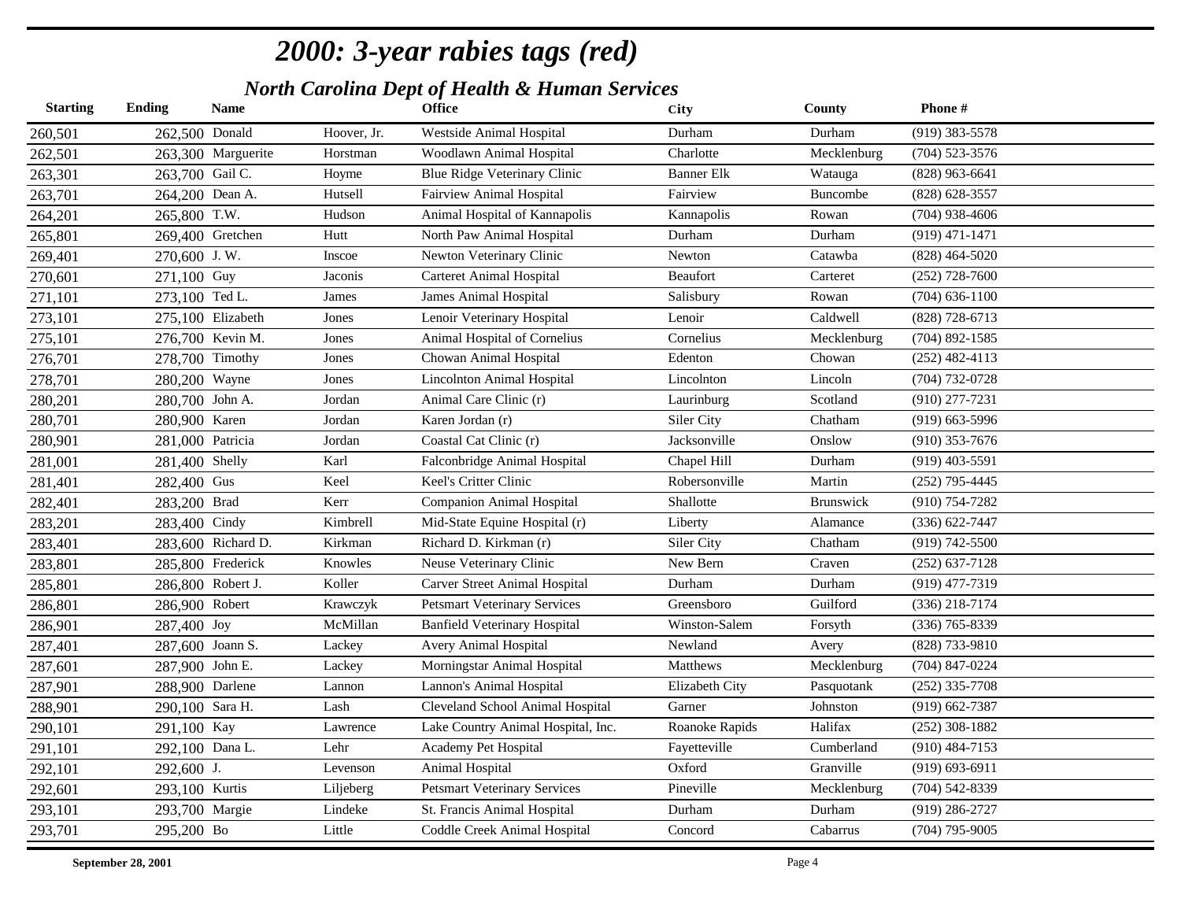# 2000: 3-year rabies tags (red)

## North Carolina Dept of Health & Human Services

| Starting | Ending | Name | | Office | City | County | Phone # |
|---|---|---|---|---|---|---|---|
| 260,501 | 262,500 | Donald | Hoover, Jr. | Westside Animal Hospital | Durham | Durham | (919) 383-5578 |
| 262,501 | 263,300 | Marguerite | Horstman | Woodlawn Animal Hospital | Charlotte | Mecklenburg | (704) 523-3576 |
| 263,301 | 263,700 | Gail C. | Hoyme | Blue Ridge Veterinary Clinic | Banner Elk | Watauga | (828) 963-6641 |
| 263,701 | 264,200 | Dean A. | Hutsell | Fairview Animal Hospital | Fairview | Buncombe | (828) 628-3557 |
| 264,201 | 265,800 | T.W. | Hudson | Animal Hospital of Kannapolis | Kannapolis | Rowan | (704) 938-4606 |
| 265,801 | 269,400 | Gretchen | Hutt | North Paw Animal Hospital | Durham | Durham | (919) 471-1471 |
| 269,401 | 270,600 | J. W. | Inscoe | Newton Veterinary Clinic | Newton | Catawba | (828) 464-5020 |
| 270,601 | 271,100 | Guy | Jaconis | Carteret Animal Hospital | Beaufort | Carteret | (252) 728-7600 |
| 271,101 | 273,100 | Ted L. | James | James Animal Hospital | Salisbury | Rowan | (704) 636-1100 |
| 273,101 | 275,100 | Elizabeth | Jones | Lenoir Veterinary Hospital | Lenoir | Caldwell | (828) 728-6713 |
| 275,101 | 276,700 | Kevin M. | Jones | Animal Hospital of Cornelius | Cornelius | Mecklenburg | (704) 892-1585 |
| 276,701 | 278,700 | Timothy | Jones | Chowan Animal Hospital | Edenton | Chowan | (252) 482-4113 |
| 278,701 | 280,200 | Wayne | Jones | Lincolnton Animal Hospital | Lincolnton | Lincoln | (704) 732-0728 |
| 280,201 | 280,700 | John A. | Jordan | Animal Care Clinic (r) | Laurinburg | Scotland | (910) 277-7231 |
| 280,701 | 280,900 | Karen | Jordan | Karen Jordan (r) | Siler City | Chatham | (919) 663-5996 |
| 280,901 | 281,000 | Patricia | Jordan | Coastal Cat Clinic (r) | Jacksonville | Onslow | (910) 353-7676 |
| 281,001 | 281,400 | Shelly | Karl | Falconbridge Animal Hospital | Chapel Hill | Durham | (919) 403-5591 |
| 281,401 | 282,400 | Gus | Keel | Keel's Critter Clinic | Robersonville | Martin | (252) 795-4445 |
| 282,401 | 283,200 | Brad | Kerr | Companion Animal Hospital | Shallotte | Brunswick | (910) 754-7282 |
| 283,201 | 283,400 | Cindy | Kimbrell | Mid-State Equine Hospital (r) | Liberty | Alamance | (336) 622-7447 |
| 283,401 | 283,600 | Richard D. | Kirkman | Richard D. Kirkman (r) | Siler City | Chatham | (919) 742-5500 |
| 283,801 | 285,800 | Frederick | Knowles | Neuse Veterinary Clinic | New Bern | Craven | (252) 637-7128 |
| 285,801 | 286,800 | Robert J. | Koller | Carver Street Animal Hospital | Durham | Durham | (919) 477-7319 |
| 286,801 | 286,900 | Robert | Krawczyk | Petsmart Veterinary Services | Greensboro | Guilford | (336) 218-7174 |
| 286,901 | 287,400 | Joy | McMillan | Banfield Veterinary Hospital | Winston-Salem | Forsyth | (336) 765-8339 |
| 287,401 | 287,600 | Joann S. | Lackey | Avery Animal Hospital | Newland | Avery | (828) 733-9810 |
| 287,601 | 287,900 | John E. | Lackey | Morningstar Animal Hospital | Matthews | Mecklenburg | (704) 847-0224 |
| 287,901 | 288,900 | Darlene | Lannon | Lannon's Animal Hospital | Elizabeth City | Pasquotank | (252) 335-7708 |
| 288,901 | 290,100 | Sara H. | Lash | Cleveland School Animal Hospital | Garner | Johnston | (919) 662-7387 |
| 290,101 | 291,100 | Kay | Lawrence | Lake Country Animal Hospital, Inc. | Roanoke Rapids | Halifax | (252) 308-1882 |
| 291,101 | 292,100 | Dana L. | Lehr | Academy Pet Hospital | Fayetteville | Cumberland | (910) 484-7153 |
| 292,101 | 292,600 | J. | Levenson | Animal Hospital | Oxford | Granville | (919) 693-6911 |
| 292,601 | 293,100 | Kurtis | Liljeberg | Petsmart Veterinary Services | Pineville | Mecklenburg | (704) 542-8339 |
| 293,101 | 293,700 | Margie | Lindeke | St. Francis Animal Hospital | Durham | Durham | (919) 286-2727 |
| 293,701 | 295,200 | Bo | Little | Coddle Creek Animal Hospital | Concord | Cabarrus | (704) 795-9005 |

**September 28, 2001**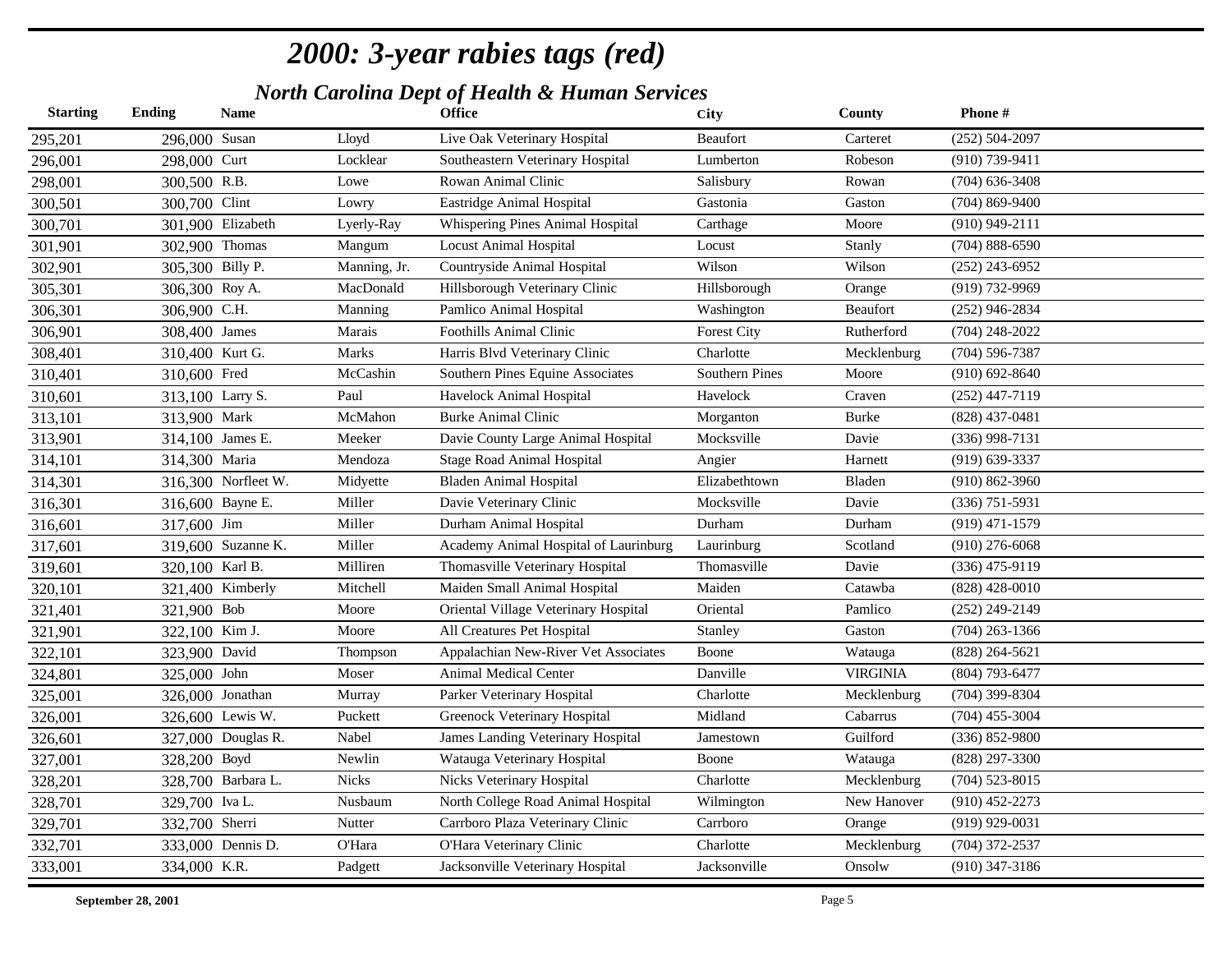# *2000: 3-year rabies tags (red)*

## *North Carolina Dept of Health & Human Services*

| Starting | Ending | Name | | Office | City | County | Phone # |
|---|---|---|---|---|---|---|---|
| 295,201 | 296,000 | Susan | Lloyd | Live Oak Veterinary Hospital | Beaufort | Carteret | (252) 504-2097 |
| 296,001 | 298,000 | Curt | Locklear | Southeastern Veterinary Hospital | Lumberton | Robeson | (910) 739-9411 |
| 298,001 | 300,500 | R.B. | Lowe | Rowan Animal Clinic | Salisbury | Rowan | (704) 636-3408 |
| 300,501 | 300,700 | Clint | Lowry | Eastridge Animal Hospital | Gastonia | Gaston | (704) 869-9400 |
| 300,701 | 301,900 | Elizabeth | Lyerly-Ray | Whispering Pines Animal Hospital | Carthage | Moore | (910) 949-2111 |
| 301,901 | 302,900 | Thomas | Mangum | Locust Animal Hospital | Locust | Stanly | (704) 888-6590 |
| 302,901 | 305,300 | Billy P. | Manning, Jr. | Countryside Animal Hospital | Wilson | Wilson | (252) 243-6952 |
| 305,301 | 306,300 | Roy A. | MacDonald | Hillsborough Veterinary Clinic | Hillsborough | Orange | (919) 732-9969 |
| 306,301 | 306,900 | C.H. | Manning | Pamlico Animal Hospital | Washington | Beaufort | (252) 946-2834 |
| 306,901 | 308,400 | James | Marais | Foothills Animal Clinic | Forest City | Rutherford | (704) 248-2022 |
| 308,401 | 310,400 | Kurt G. | Marks | Harris Blvd Veterinary Clinic | Charlotte | Mecklenburg | (704) 596-7387 |
| 310,401 | 310,600 | Fred | McCashin | Southern Pines Equine Associates | Southern Pines | Moore | (910) 692-8640 |
| 310,601 | 313,100 | Larry S. | Paul | Havelock Animal Hospital | Havelock | Craven | (252) 447-7119 |
| 313,101 | 313,900 | Mark | McMahon | Burke Animal Clinic | Morganton | Burke | (828) 437-0481 |
| 313,901 | 314,100 | James E. | Meeker | Davie County Large Animal Hospital | Mocksville | Davie | (336) 998-7131 |
| 314,101 | 314,300 | Maria | Mendoza | Stage Road Animal Hospital | Angier | Harnett | (919) 639-3337 |
| 314,301 | 316,300 | Norfleet W. | Midyette | Bladen Animal Hospital | Elizabethtown | Bladen | (910) 862-3960 |
| 316,301 | 316,600 | Bayne E. | Miller | Davie Veterinary Clinic | Mocksville | Davie | (336) 751-5931 |
| 316,601 | 317,600 | Jim | Miller | Durham Animal Hospital | Durham | Durham | (919) 471-1579 |
| 317,601 | 319,600 | Suzanne K. | Miller | Academy Animal Hospital of Laurinburg | Laurinburg | Scotland | (910) 276-6068 |
| 319,601 | 320,100 | Karl B. | Milliren | Thomasville Veterinary Hospital | Thomasville | Davie | (336) 475-9119 |
| 320,101 | 321,400 | Kimberly | Mitchell | Maiden Small Animal Hospital | Maiden | Catawba | (828) 428-0010 |
| 321,401 | 321,900 | Bob | Moore | Oriental Village Veterinary Hospital | Oriental | Pamlico | (252) 249-2149 |
| 321,901 | 322,100 | Kim J. | Moore | All Creatures Pet Hospital | Stanley | Gaston | (704) 263-1366 |
| 322,101 | 323,900 | David | Thompson | Appalachian New-River Vet Associates | Boone | Watauga | (828) 264-5621 |
| 324,801 | 325,000 | John | Moser | Animal Medical Center | Danville | VIRGINIA | (804) 793-6477 |
| 325,001 | 326,000 | Jonathan | Murray | Parker Veterinary Hospital | Charlotte | Mecklenburg | (704) 399-8304 |
| 326,001 | 326,600 | Lewis W. | Puckett | Greenock Veterinary Hospital | Midland | Cabarrus | (704) 455-3004 |
| 326,601 | 327,000 | Douglas R. | Nabel | James Landing Veterinary Hospital | Jamestown | Guilford | (336) 852-9800 |
| 327,001 | 328,200 | Boyd | Newlin | Watauga Veterinary Hospital | Boone | Watauga | (828) 297-3300 |
| 328,201 | 328,700 | Barbara L. | Nicks | Nicks Veterinary Hospital | Charlotte | Mecklenburg | (704) 523-8015 |
| 328,701 | 329,700 | Iva L. | Nusbaum | North College Road Animal Hospital | Wilmington | New Hanover | (910) 452-2273 |
| 329,701 | 332,700 | Sherri | Nutter | Carrboro Plaza Veterinary Clinic | Carrboro | Orange | (919) 929-0031 |
| 332,701 | 333,000 | Dennis D. | O'Hara | O'Hara Veterinary Clinic | Charlotte | Mecklenburg | (704) 372-2537 |
| 333,001 | 334,000 | K.R. | Padgett | Jacksonville Veterinary Hospital | Jacksonville | Onsolw | (910) 347-3186 |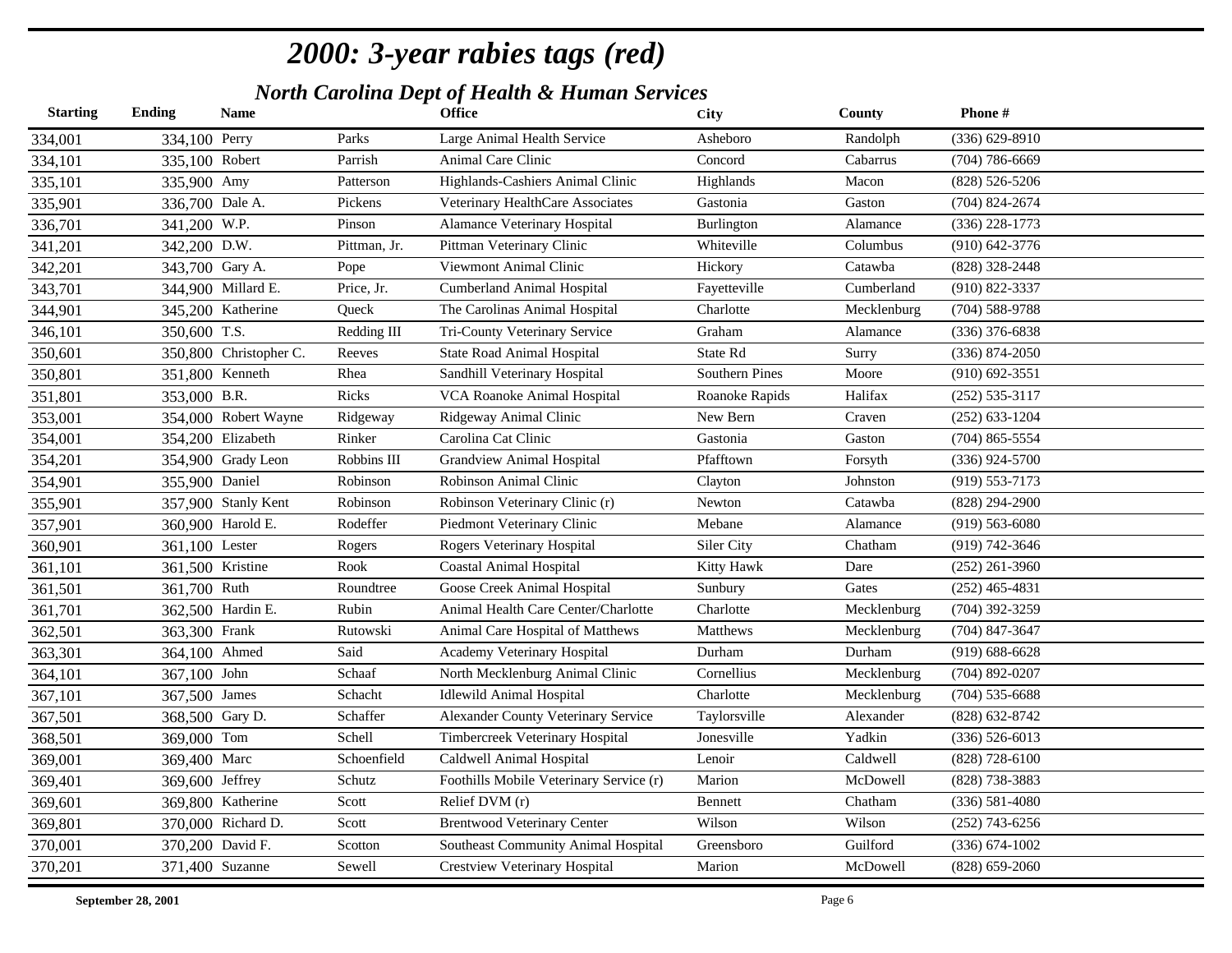# 2000: 3-year rabies tags (red)

## North Carolina Dept of Health & Human Services

| Starting | Ending | Name | | Office | City | County | Phone # |
|---|---|---|---|---|---|---|---|
| 334,001 | 334,100 | Perry | Parks | Large Animal Health Service | Asheboro | Randolph | (336) 629-8910 |
| 334,101 | 335,100 | Robert | Parrish | Animal Care Clinic | Concord | Cabarrus | (704) 786-6669 |
| 335,101 | 335,900 | Amy | Patterson | Highlands-Cashiers Animal Clinic | Highlands | Macon | (828) 526-5206 |
| 335,901 | 336,700 | Dale A. | Pickens | Veterinary HealthCare Associates | Gastonia | Gaston | (704) 824-2674 |
| 336,701 | 341,200 | W.P. | Pinson | Alamance Veterinary Hospital | Burlington | Alamance | (336) 228-1773 |
| 341,201 | 342,200 | D.W. | Pittman, Jr. | Pittman Veterinary Clinic | Whiteville | Columbus | (910) 642-3776 |
| 342,201 | 343,700 | Gary A. | Pope | Viewmont Animal Clinic | Hickory | Catawba | (828) 328-2448 |
| 343,701 | 344,900 | Millard E. | Price, Jr. | Cumberland Animal Hospital | Fayetteville | Cumberland | (910) 822-3337 |
| 344,901 | 345,200 | Katherine | Queck | The Carolinas Animal Hospital | Charlotte | Mecklenburg | (704) 588-9788 |
| 346,101 | 350,600 | T.S. | Redding III | Tri-County Veterinary Service | Graham | Alamance | (336) 376-6838 |
| 350,601 | 350,800 | Christopher C. | Reeves | State Road Animal Hospital | State Rd | Surry | (336) 874-2050 |
| 350,801 | 351,800 | Kenneth | Rhea | Sandhill Veterinary Hospital | Southern Pines | Moore | (910) 692-3551 |
| 351,801 | 353,000 | B.R. | Ricks | VCA Roanoke Animal Hospital | Roanoke Rapids | Halifax | (252) 535-3117 |
| 353,001 | 354,000 | Robert Wayne | Ridgeway | Ridgeway Animal Clinic | New Bern | Craven | (252) 633-1204 |
| 354,001 | 354,200 | Elizabeth | Rinker | Carolina Cat Clinic | Gastonia | Gaston | (704) 865-5554 |
| 354,201 | 354,900 | Grady Leon | Robbins III | Grandview Animal Hospital | Pfafftown | Forsyth | (336) 924-5700 |
| 354,901 | 355,900 | Daniel | Robinson | Robinson Animal Clinic | Clayton | Johnston | (919) 553-7173 |
| 355,901 | 357,900 | Stanly Kent | Robinson | Robinson Veterinary Clinic (r) | Newton | Catawba | (828) 294-2900 |
| 357,901 | 360,900 | Harold E. | Rodeffer | Piedmont Veterinary Clinic | Mebane | Alamance | (919) 563-6080 |
| 360,901 | 361,100 | Lester | Rogers | Rogers Veterinary Hospital | Siler City | Chatham | (919) 742-3646 |
| 361,101 | 361,500 | Kristine | Rook | Coastal Animal Hospital | Kitty Hawk | Dare | (252) 261-3960 |
| 361,501 | 361,700 | Ruth | Roundtree | Goose Creek Animal Hospital | Sunbury | Gates | (252) 465-4831 |
| 361,701 | 362,500 | Hardin E. | Rubin | Animal Health Care Center/Charlotte | Charlotte | Mecklenburg | (704) 392-3259 |
| 362,501 | 363,300 | Frank | Rutowski | Animal Care Hospital of Matthews | Matthews | Mecklenburg | (704) 847-3647 |
| 363,301 | 364,100 | Ahmed | Said | Academy Veterinary Hospital | Durham | Durham | (919) 688-6628 |
| 364,101 | 367,100 | John | Schaaf | North Mecklenburg Animal Clinic | Cornellius | Mecklenburg | (704) 892-0207 |
| 367,101 | 367,500 | James | Schacht | Idlewild Animal Hospital | Charlotte | Mecklenburg | (704) 535-6688 |
| 367,501 | 368,500 | Gary D. | Schaffer | Alexander County Veterinary Service | Taylorsville | Alexander | (828) 632-8742 |
| 368,501 | 369,000 | Tom | Schell | Timbercreek Veterinary Hospital | Jonesville | Yadkin | (336) 526-6013 |
| 369,001 | 369,400 | Marc | Schoenfield | Caldwell Animal Hospital | Lenoir | Caldwell | (828) 728-6100 |
| 369,401 | 369,600 | Jeffrey | Schutz | Foothills Mobile Veterinary Service (r) | Marion | McDowell | (828) 738-3883 |
| 369,601 | 369,800 | Katherine | Scott | Relief DVM (r) | Bennett | Chatham | (336) 581-4080 |
| 369,801 | 370,000 | Richard D. | Scott | Brentwood Veterinary Center | Wilson | Wilson | (252) 743-6256 |
| 370,001 | 370,200 | David F. | Scotton | Southeast Community Animal Hospital | Greensboro | Guilford | (336) 674-1002 |
| 370,201 | 371,400 | Suzanne | Sewell | Crestview Veterinary Hospital | Marion | McDowell | (828) 659-2060 |

**September 28, 2001**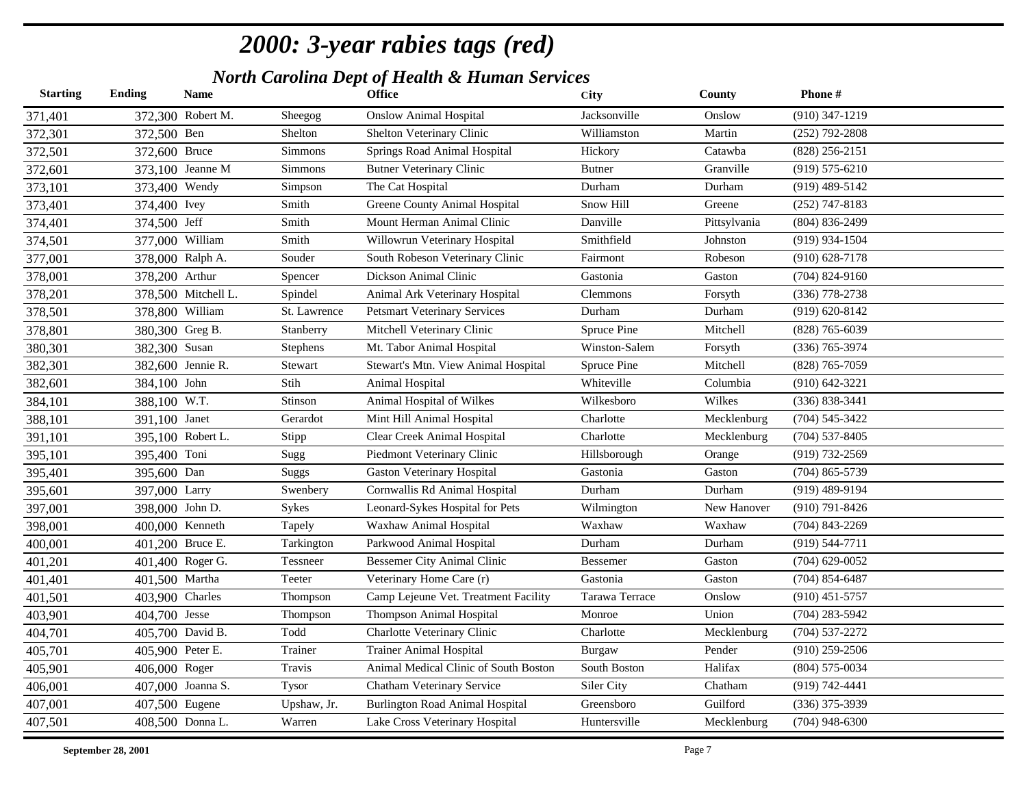# 2000: 3-year rabies tags (red)

## North Carolina Dept of Health & Human Services

| Starting | Ending | Name | | Office | City | County | Phone # |
|---|---|---|---|---|---|---|---|
| 371,401 | 372,300 | Robert M. | Sheegog | Onslow Animal Hospital | Jacksonville | Onslow | (910) 347-1219 |
| 372,301 | 372,500 | Ben | Shelton | Shelton Veterinary Clinic | Williamston | Martin | (252) 792-2808 |
| 372,501 | 372,600 | Bruce | Simmons | Springs Road Animal Hospital | Hickory | Catawba | (828) 256-2151 |
| 372,601 | 373,100 | Jeanne M | Simmons | Butner Veterinary Clinic | Butner | Granville | (919) 575-6210 |
| 373,101 | 373,400 | Wendy | Simpson | The Cat Hospital | Durham | Durham | (919) 489-5142 |
| 373,401 | 374,400 | Ivey | Smith | Greene County Animal Hospital | Snow Hill | Greene | (252) 747-8183 |
| 374,401 | 374,500 | Jeff | Smith | Mount Herman Animal Clinic | Danville | Pittsylvania | (804) 836-2499 |
| 374,501 | 377,000 | William | Smith | Willowrun Veterinary Hospital | Smithfield | Johnston | (919) 934-1504 |
| 377,001 | 378,000 | Ralph A. | Souder | South Robeson Veterinary Clinic | Fairmont | Robeson | (910) 628-7178 |
| 378,001 | 378,200 | Arthur | Spencer | Dickson Animal Clinic | Gastonia | Gaston | (704) 824-9160 |
| 378,201 | 378,500 | Mitchell L. | Spindel | Animal Ark Veterinary Hospital | Clemmons | Forsyth | (336) 778-2738 |
| 378,501 | 378,800 | William | St. Lawrence | Petsmart Veterinary Services | Durham | Durham | (919) 620-8142 |
| 378,801 | 380,300 | Greg B. | Stanberry | Mitchell Veterinary Clinic | Spruce Pine | Mitchell | (828) 765-6039 |
| 380,301 | 382,300 | Susan | Stephens | Mt. Tabor Animal Hospital | Winston-Salem | Forsyth | (336) 765-3974 |
| 382,301 | 382,600 | Jennie R. | Stewart | Stewart's Mtn. View Animal Hospital | Spruce Pine | Mitchell | (828) 765-7059 |
| 382,601 | 384,100 | John | Stih | Animal Hospital | Whiteville | Columbia | (910) 642-3221 |
| 384,101 | 388,100 | W.T. | Stinson | Animal Hospital of Wilkes | Wilkesboro | Wilkes | (336) 838-3441 |
| 388,101 | 391,100 | Janet | Gerardot | Mint Hill Animal Hospital | Charlotte | Mecklenburg | (704) 545-3422 |
| 391,101 | 395,100 | Robert L. | Stipp | Clear Creek Animal Hospital | Charlotte | Mecklenburg | (704) 537-8405 |
| 395,101 | 395,400 | Toni | Sugg | Piedmont Veterinary Clinic | Hillsborough | Orange | (919) 732-2569 |
| 395,401 | 395,600 | Dan | Suggs | Gaston Veterinary Hospital | Gastonia | Gaston | (704) 865-5739 |
| 395,601 | 397,000 | Larry | Swenbery | Cornwallis Rd Animal Hospital | Durham | Durham | (919) 489-9194 |
| 397,001 | 398,000 | John D. | Sykes | Leonard-Sykes Hospital for Pets | Wilmington | New Hanover | (910) 791-8426 |
| 398,001 | 400,000 | Kenneth | Tapely | Waxhaw Animal Hospital | Waxhaw | Waxhaw | (704) 843-2269 |
| 400,001 | 401,200 | Bruce E. | Tarkington | Parkwood Animal Hospital | Durham | Durham | (919) 544-7711 |
| 401,201 | 401,400 | Roger G. | Tessneer | Bessemer City Animal Clinic | Bessemer | Gaston | (704) 629-0052 |
| 401,401 | 401,500 | Martha | Teeter | Veterinary Home Care (r) | Gastonia | Gaston | (704) 854-6487 |
| 401,501 | 403,900 | Charles | Thompson | Camp Lejeune Vet. Treatment Facility | Tarawa Terrace | Onslow | (910) 451-5757 |
| 403,901 | 404,700 | Jesse | Thompson | Thompson Animal Hospital | Monroe | Union | (704) 283-5942 |
| 404,701 | 405,700 | David B. | Todd | Charlotte Veterinary Clinic | Charlotte | Mecklenburg | (704) 537-2272 |
| 405,701 | 405,900 | Peter E. | Trainer | Trainer Animal Hospital | Burgaw | Pender | (910) 259-2506 |
| 405,901 | 406,000 | Roger | Travis | Animal Medical Clinic of South Boston | South Boston | Halifax | (804) 575-0034 |
| 406,001 | 407,000 | Joanna S. | Tysor | Chatham Veterinary Service | Siler City | Chatham | (919) 742-4441 |
| 407,001 | 407,500 | Eugene | Upshaw, Jr. | Burlington Road Animal Hospital | Greensboro | Guilford | (336) 375-3939 |
| 407,501 | 408,500 | Donna L. | Warren | Lake Cross Veterinary Hospital | Huntersville | Mecklenburg | (704) 948-6300 |

**September 28, 2001**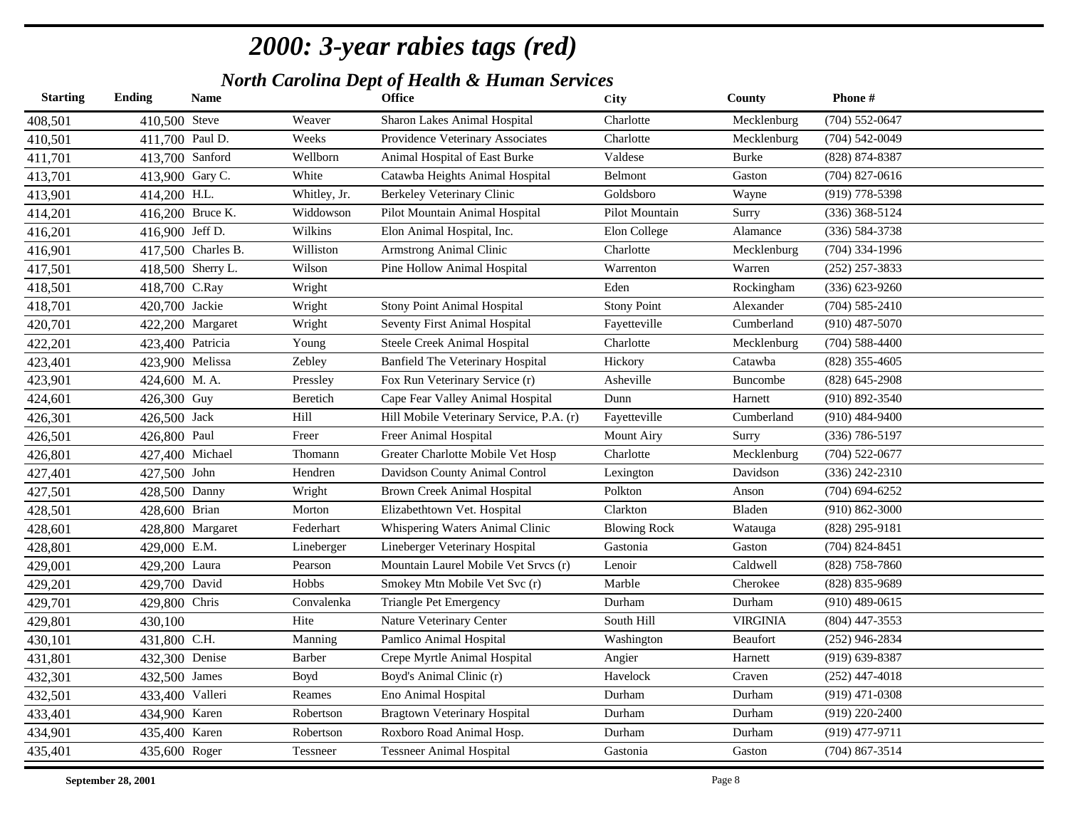# 2000: 3-year rabies tags (red)

## North Carolina Dept of Health & Human Services

| Starting | Ending | Name | | Office | City | County | Phone # |
|---|---|---|---|---|---|---|---|
| 408,501 | 410,500 | Steve | Weaver | Sharon Lakes Animal Hospital | Charlotte | Mecklenburg | (704) 552-0647 |
| 410,501 | 411,700 | Paul D. | Weeks | Providence Veterinary Associates | Charlotte | Mecklenburg | (704) 542-0049 |
| 411,701 | 413,700 | Sanford | Wellborn | Animal Hospital of East Burke | Valdese | Burke | (828) 874-8387 |
| 413,701 | 413,900 | Gary C. | White | Catawba Heights Animal Hospital | Belmont | Gaston | (704) 827-0616 |
| 413,901 | 414,200 | H.L. | Whitley, Jr. | Berkeley Veterinary Clinic | Goldsboro | Wayne | (919) 778-5398 |
| 414,201 | 416,200 | Bruce K. | Widdowson | Pilot Mountain Animal Hospital | Pilot Mountain | Surry | (336) 368-5124 |
| 416,201 | 416,900 | Jeff D. | Wilkins | Elon Animal Hospital, Inc. | Elon College | Alamance | (336) 584-3738 |
| 416,901 | 417,500 | Charles B. | Williston | Armstrong Animal Clinic | Charlotte | Mecklenburg | (704) 334-1996 |
| 417,501 | 418,500 | Sherry L. | Wilson | Pine Hollow Animal Hospital | Warrenton | Warren | (252) 257-3833 |
| 418,501 | 418,700 | C.Ray | Wright | | Eden | Rockingham | (336) 623-9260 |
| 418,701 | 420,700 | Jackie | Wright | Stony Point Animal Hospital | Stony Point | Alexander | (704) 585-2410 |
| 420,701 | 422,200 | Margaret | Wright | Seventy First Animal Hospital | Fayetteville | Cumberland | (910) 487-5070 |
| 422,201 | 423,400 | Patricia | Young | Steele Creek Animal Hospital | Charlotte | Mecklenburg | (704) 588-4400 |
| 423,401 | 423,900 | Melissa | Zebley | Banfield The Veterinary Hospital | Hickory | Catawba | (828) 355-4605 |
| 423,901 | 424,600 | M. A. | Pressley | Fox Run Veterinary Service (r) | Asheville | Buncombe | (828) 645-2908 |
| 424,601 | 426,300 | Guy | Beretich | Cape Fear Valley Animal Hospital | Dunn | Harnett | (910) 892-3540 |
| 426,301 | 426,500 | Jack | Hill | Hill Mobile Veterinary Service, P.A. (r) | Fayetteville | Cumberland | (910) 484-9400 |
| 426,501 | 426,800 | Paul | Freer | Freer Animal Hospital | Mount Airy | Surry | (336) 786-5197 |
| 426,801 | 427,400 | Michael | Thomann | Greater Charlotte Mobile Vet Hosp | Charlotte | Mecklenburg | (704) 522-0677 |
| 427,401 | 427,500 | John | Hendren | Davidson County Animal Control | Lexington | Davidson | (336) 242-2310 |
| 427,501 | 428,500 | Danny | Wright | Brown Creek Animal Hospital | Polkton | Anson | (704) 694-6252 |
| 428,501 | 428,600 | Brian | Morton | Elizabethtown Vet. Hospital | Clarkton | Bladen | (910) 862-3000 |
| 428,601 | 428,800 | Margaret | Federhart | Whispering Waters Animal Clinic | Blowing Rock | Watauga | (828) 295-9181 |
| 428,801 | 429,000 | E.M. | Lineberger | Lineberger Veterinary Hospital | Gastonia | Gaston | (704) 824-8451 |
| 429,001 | 429,200 | Laura | Pearson | Mountain Laurel Mobile Vet Srvcs (r) | Lenoir | Caldwell | (828) 758-7860 |
| 429,201 | 429,700 | David | Hobbs | Smokey Mtn Mobile Vet Svc (r) | Marble | Cherokee | (828) 835-9689 |
| 429,701 | 429,800 | Chris | Convalenka | Triangle Pet Emergency | Durham | Durham | (910) 489-0615 |
| 429,801 | 430,100 | | Hite | Nature Veterinary Center | South Hill | VIRGINIA | (804) 447-3553 |
| 430,101 | 431,800 | C.H. | Manning | Pamlico Animal Hospital | Washington | Beaufort | (252) 946-2834 |
| 431,801 | 432,300 | Denise | Barber | Crepe Myrtle Animal Hospital | Angier | Harnett | (919) 639-8387 |
| 432,301 | 432,500 | James | Boyd | Boyd's Animal Clinic (r) | Havelock | Craven | (252) 447-4018 |
| 432,501 | 433,400 | Valleri | Reames | Eno Animal Hospital | Durham | Durham | (919) 471-0308 |
| 433,401 | 434,900 | Karen | Robertson | Bragtown Veterinary Hospital | Durham | Durham | (919) 220-2400 |
| 434,901 | 435,400 | Karen | Robertson | Roxboro Road Animal Hosp. | Durham | Durham | (919) 477-9711 |
| 435,401 | 435,600 | Roger | Tessneer | Tessneer Animal Hospital | Gastonia | Gaston | (704) 867-3514 |

**September 28, 2001**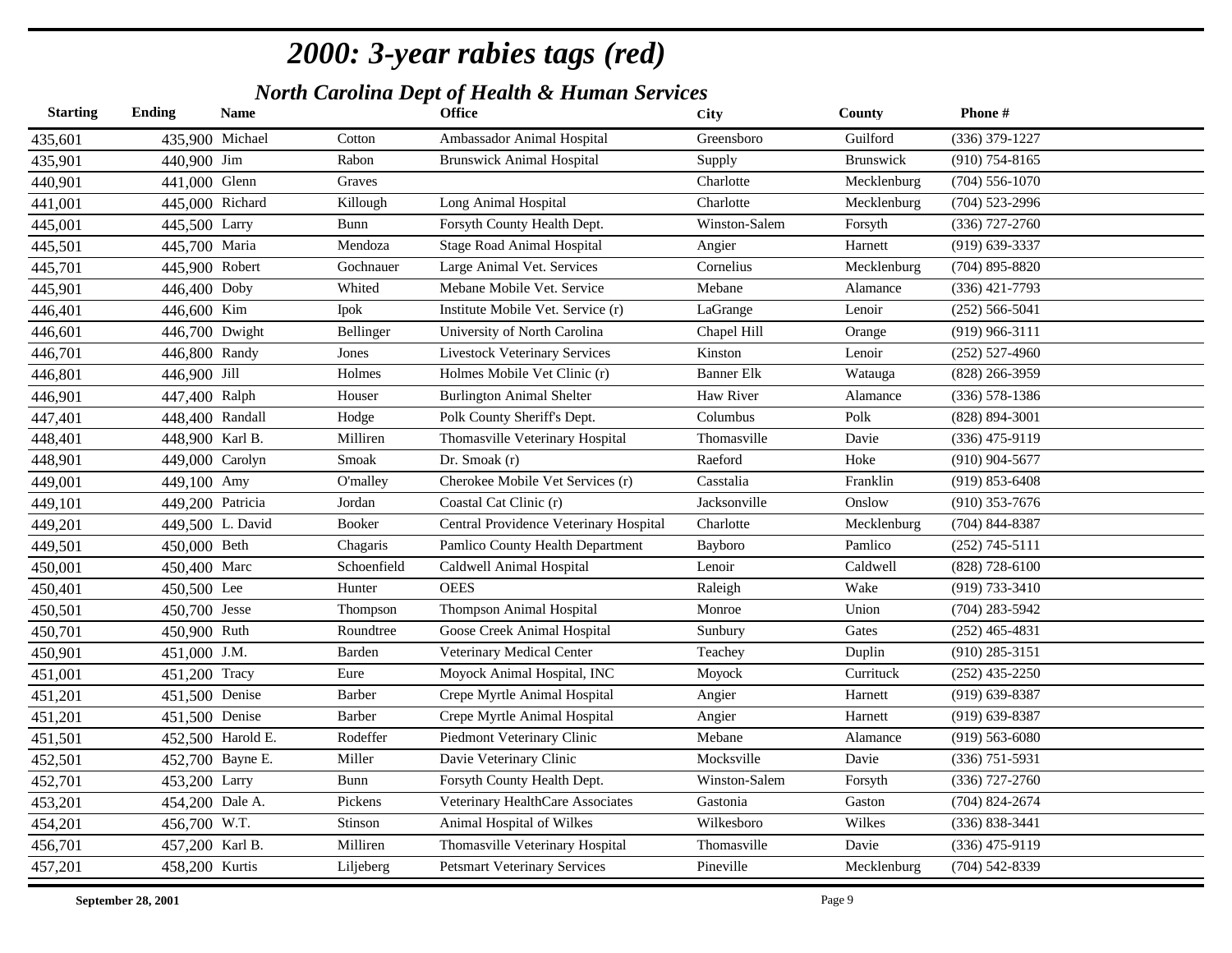# *2000: 3-year rabies tags (red)*

## *North Carolina Dept of Health & Human Services*

| Starting | Ending | Name | | Office | City | County | Phone # |
|---|---|---|---|---|---|---|---|
| 435,601 | 435,900 | Michael | Cotton | Ambassador Animal Hospital | Greensboro | Guilford | (336) 379-1227 |
| 435,901 | 440,900 | Jim | Rabon | Brunswick Animal Hospital | Supply | Brunswick | (910) 754-8165 |
| 440,901 | 441,000 | Glenn | Graves | | Charlotte | Mecklenburg | (704) 556-1070 |
| 441,001 | 445,000 | Richard | Killough | Long Animal Hospital | Charlotte | Mecklenburg | (704) 523-2996 |
| 445,001 | 445,500 | Larry | Bunn | Forsyth County Health Dept. | Winston-Salem | Forsyth | (336) 727-2760 |
| 445,501 | 445,700 | Maria | Mendoza | Stage Road Animal Hospital | Angier | Harnett | (919) 639-3337 |
| 445,701 | 445,900 | Robert | Gochnauer | Large Animal Vet. Services | Cornelius | Mecklenburg | (704) 895-8820 |
| 445,901 | 446,400 | Doby | Whited | Mebane Mobile Vet. Service | Mebane | Alamance | (336) 421-7793 |
| 446,401 | 446,600 | Kim | Ipok | Institute Mobile Vet. Service (r) | LaGrange | Lenoir | (252) 566-5041 |
| 446,601 | 446,700 | Dwight | Bellinger | University of North Carolina | Chapel Hill | Orange | (919) 966-3111 |
| 446,701 | 446,800 | Randy | Jones | Livestock Veterinary Services | Kinston | Lenoir | (252) 527-4960 |
| 446,801 | 446,900 | Jill | Holmes | Holmes Mobile Vet Clinic (r) | Banner Elk | Watauga | (828) 266-3959 |
| 446,901 | 447,400 | Ralph | Houser | Burlington Animal Shelter | Haw River | Alamance | (336) 578-1386 |
| 447,401 | 448,400 | Randall | Hodge | Polk County Sheriff's Dept. | Columbus | Polk | (828) 894-3001 |
| 448,401 | 448,900 | Karl B. | Milliren | Thomasville Veterinary Hospital | Thomasville | Davie | (336) 475-9119 |
| 448,901 | 449,000 | Carolyn | Smoak | Dr. Smoak (r) | Raeford | Hoke | (910) 904-5677 |
| 449,001 | 449,100 | Amy | O'malley | Cherokee Mobile Vet Services (r) | Casstalia | Franklin | (919) 853-6408 |
| 449,101 | 449,200 | Patricia | Jordan | Coastal Cat Clinic (r) | Jacksonville | Onslow | (910) 353-7676 |
| 449,201 | 449,500 | L. David | Booker | Central Providence Veterinary Hospital | Charlotte | Mecklenburg | (704) 844-8387 |
| 449,501 | 450,000 | Beth | Chagaris | Pamlico County Health Department | Bayboro | Pamlico | (252) 745-5111 |
| 450,001 | 450,400 | Marc | Schoenfield | Caldwell Animal Hospital | Lenoir | Caldwell | (828) 728-6100 |
| 450,401 | 450,500 | Lee | Hunter | OEES | Raleigh | Wake | (919) 733-3410 |
| 450,501 | 450,700 | Jesse | Thompson | Thompson Animal Hospital | Monroe | Union | (704) 283-5942 |
| 450,701 | 450,900 | Ruth | Roundtree | Goose Creek Animal Hospital | Sunbury | Gates | (252) 465-4831 |
| 450,901 | 451,000 | J.M. | Barden | Veterinary Medical Center | Teachey | Duplin | (910) 285-3151 |
| 451,001 | 451,200 | Tracy | Eure | Moyock Animal Hospital, INC | Moyock | Currituck | (252) 435-2250 |
| 451,201 | 451,500 | Denise | Barber | Crepe Myrtle Animal Hospital | Angier | Harnett | (919) 639-8387 |
| 451,201 | 451,500 | Denise | Barber | Crepe Myrtle Animal Hospital | Angier | Harnett | (919) 639-8387 |
| 451,501 | 452,500 | Harold E. | Rodeffer | Piedmont Veterinary Clinic | Mebane | Alamance | (919) 563-6080 |
| 452,501 | 452,700 | Bayne E. | Miller | Davie Veterinary Clinic | Mocksville | Davie | (336) 751-5931 |
| 452,701 | 453,200 | Larry | Bunn | Forsyth County Health Dept. | Winston-Salem | Forsyth | (336) 727-2760 |
| 453,201 | 454,200 | Dale A. | Pickens | Veterinary HealthCare Associates | Gastonia | Gaston | (704) 824-2674 |
| 454,201 | 456,700 | W.T. | Stinson | Animal Hospital of Wilkes | Wilkesboro | Wilkes | (336) 838-3441 |
| 456,701 | 457,200 | Karl B. | Milliren | Thomasville Veterinary Hospital | Thomasville | Davie | (336) 475-9119 |
| 457,201 | 458,200 | Kurtis | Liljeberg | Petsmart Veterinary Services | Pineville | Mecklenburg | (704) 542-8339 |

**September 28, 2001**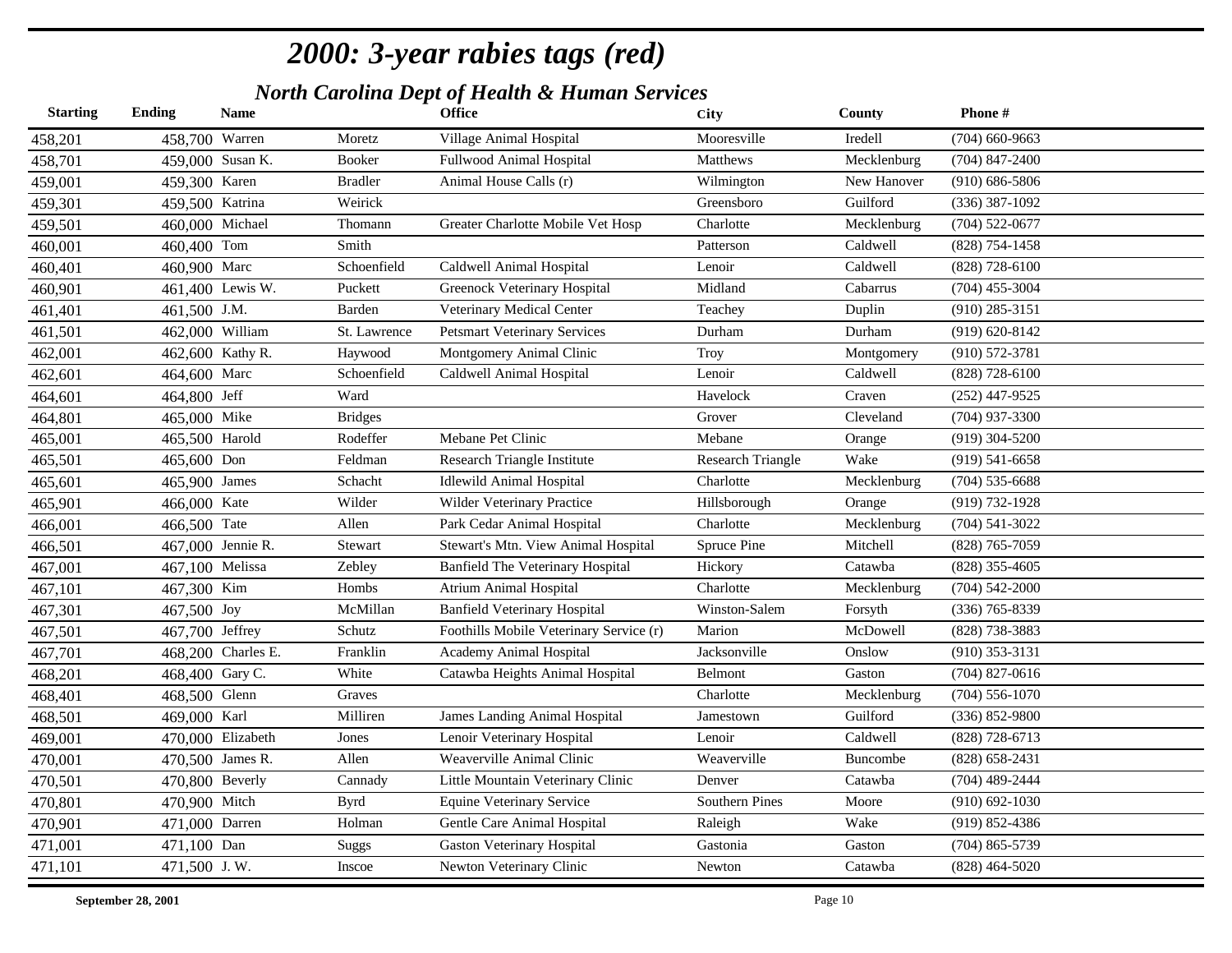# *2000: 3-year rabies tags (red)*

## *North Carolina Dept of Health & Human Services*

| Starting | Ending | Name | | Office | City | County | Phone # |
|---|---|---|---|---|---|---|---|
| 458,201 | 458,700 | Warren | Moretz | Village Animal Hospital | Mooresville | Iredell | (704) 660-9663 |
| 458,701 | 459,000 | Susan K. | Booker | Fullwood Animal Hospital | Matthews | Mecklenburg | (704) 847-2400 |
| 459,001 | 459,300 | Karen | Bradler | Animal House Calls (r) | Wilmington | New Hanover | (910) 686-5806 |
| 459,301 | 459,500 | Katrina | Weirick | | Greensboro | Guilford | (336) 387-1092 |
| 459,501 | 460,000 | Michael | Thomann | Greater Charlotte Mobile Vet Hosp | Charlotte | Mecklenburg | (704) 522-0677 |
| 460,001 | 460,400 | Tom | Smith | | Patterson | Caldwell | (828) 754-1458 |
| 460,401 | 460,900 | Marc | Schoenfield | Caldwell Animal Hospital | Lenoir | Caldwell | (828) 728-6100 |
| 460,901 | 461,400 | Lewis W. | Puckett | Greenock Veterinary Hospital | Midland | Cabarrus | (704) 455-3004 |
| 461,401 | 461,500 | J.M. | Barden | Veterinary Medical Center | Teachey | Duplin | (910) 285-3151 |
| 461,501 | 462,000 | William | St. Lawrence | Petsmart Veterinary Services | Durham | Durham | (919) 620-8142 |
| 462,001 | 462,600 | Kathy R. | Haywood | Montgomery Animal Clinic | Troy | Montgomery | (910) 572-3781 |
| 462,601 | 464,600 | Marc | Schoenfield | Caldwell Animal Hospital | Lenoir | Caldwell | (828) 728-6100 |
| 464,601 | 464,800 | Jeff | Ward | | Havelock | Craven | (252) 447-9525 |
| 464,801 | 465,000 | Mike | Bridges | | Grover | Cleveland | (704) 937-3300 |
| 465,001 | 465,500 | Harold | Rodeffer | Mebane Pet Clinic | Mebane | Orange | (919) 304-5200 |
| 465,501 | 465,600 | Don | Feldman | Research Triangle Institute | Research Triangle | Wake | (919) 541-6658 |
| 465,601 | 465,900 | James | Schacht | Idlewild Animal Hospital | Charlotte | Mecklenburg | (704) 535-6688 |
| 465,901 | 466,000 | Kate | Wilder | Wilder Veterinary Practice | Hillsborough | Orange | (919) 732-1928 |
| 466,001 | 466,500 | Tate | Allen | Park Cedar Animal Hospital | Charlotte | Mecklenburg | (704) 541-3022 |
| 466,501 | 467,000 | Jennie R. | Stewart | Stewart's Mtn. View Animal Hospital | Spruce Pine | Mitchell | (828) 765-7059 |
| 467,001 | 467,100 | Melissa | Zebley | Banfield The Veterinary Hospital | Hickory | Catawba | (828) 355-4605 |
| 467,101 | 467,300 | Kim | Hombs | Atrium Animal Hospital | Charlotte | Mecklenburg | (704) 542-2000 |
| 467,301 | 467,500 | Joy | McMillan | Banfield Veterinary Hospital | Winston-Salem | Forsyth | (336) 765-8339 |
| 467,501 | 467,700 | Jeffrey | Schutz | Foothills Mobile Veterinary Service (r) | Marion | McDowell | (828) 738-3883 |
| 467,701 | 468,200 | Charles E. | Franklin | Academy Animal Hospital | Jacksonville | Onslow | (910) 353-3131 |
| 468,201 | 468,400 | Gary C. | White | Catawba Heights Animal Hospital | Belmont | Gaston | (704) 827-0616 |
| 468,401 | 468,500 | Glenn | Graves | | Charlotte | Mecklenburg | (704) 556-1070 |
| 468,501 | 469,000 | Karl | Milliren | James Landing Animal Hospital | Jamestown | Guilford | (336) 852-9800 |
| 469,001 | 470,000 | Elizabeth | Jones | Lenoir Veterinary Hospital | Lenoir | Caldwell | (828) 728-6713 |
| 470,001 | 470,500 | James R. | Allen | Weaverville Animal Clinic | Weaverville | Buncombe | (828) 658-2431 |
| 470,501 | 470,800 | Beverly | Cannady | Little Mountain Veterinary Clinic | Denver | Catawba | (704) 489-2444 |
| 470,801 | 470,900 | Mitch | Byrd | Equine Veterinary Service | Southern Pines | Moore | (910) 692-1030 |
| 470,901 | 471,000 | Darren | Holman | Gentle Care Animal Hospital | Raleigh | Wake | (919) 852-4386 |
| 471,001 | 471,100 | Dan | Suggs | Gaston Veterinary Hospital | Gastonia | Gaston | (704) 865-5739 |
| 471,101 | 471,500 | J. W. | Inscoe | Newton Veterinary Clinic | Newton | Catawba | (828) 464-5020 |

**September 28, 2001**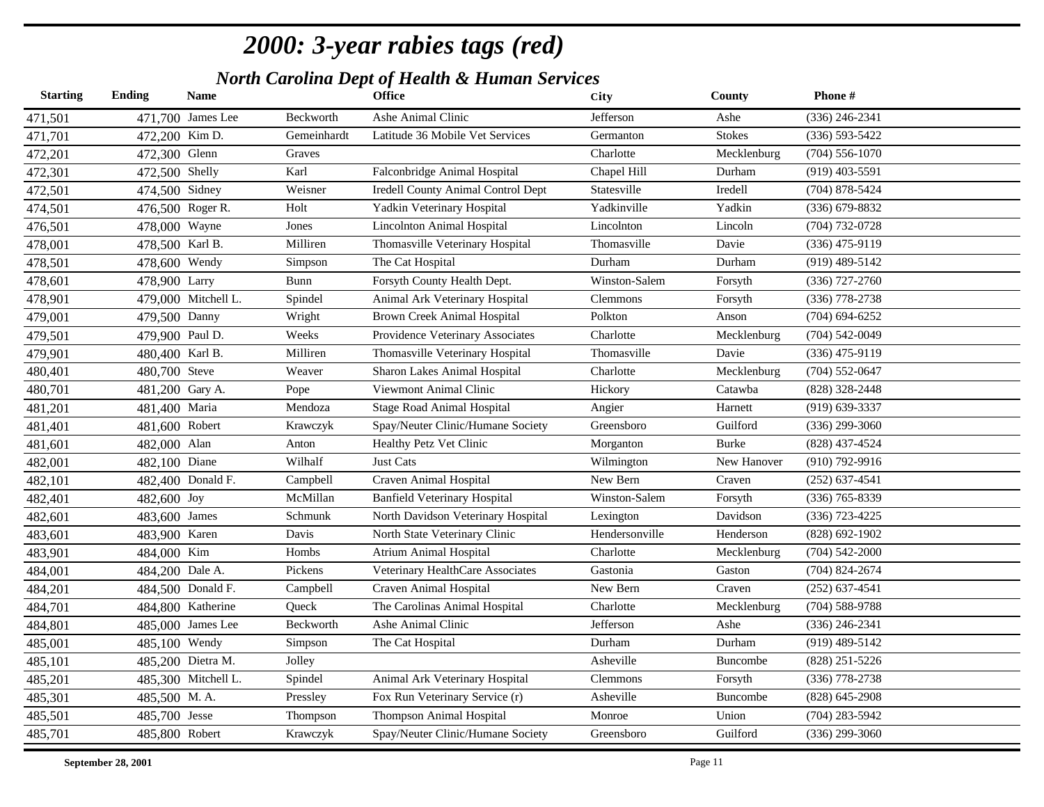# *2000: 3-year rabies tags (red)*

## *North Carolina Dept of Health & Human Services*

| Starting | Ending | Name | | Office | City | County | Phone # |
|---|---|---|---|---|---|---|---|
| 471,501 | 471,700 | James Lee | Beckworth | Ashe Animal Clinic | Jefferson | Ashe | (336) 246-2341 |
| 471,701 | 472,200 | Kim D. | Gemeinhardt | Latitude 36 Mobile Vet Services | Germanton | Stokes | (336) 593-5422 |
| 472,201 | 472,300 | Glenn | Graves | | Charlotte | Mecklenburg | (704) 556-1070 |
| 472,301 | 472,500 | Shelly | Karl | Falconbridge Animal Hospital | Chapel Hill | Durham | (919) 403-5591 |
| 472,501 | 474,500 | Sidney | Weisner | Iredell County Animal Control Dept | Statesville | Iredell | (704) 878-5424 |
| 474,501 | 476,500 | Roger R. | Holt | Yadkin Veterinary Hospital | Yadkinville | Yadkin | (336) 679-8832 |
| 476,501 | 478,000 | Wayne | Jones | Lincolnton Animal Hospital | Lincolnton | Lincoln | (704) 732-0728 |
| 478,001 | 478,500 | Karl B. | Milliren | Thomasville Veterinary Hospital | Thomasville | Davie | (336) 475-9119 |
| 478,501 | 478,600 | Wendy | Simpson | The Cat Hospital | Durham | Durham | (919) 489-5142 |
| 478,601 | 478,900 | Larry | Bunn | Forsyth County Health Dept. | Winston-Salem | Forsyth | (336) 727-2760 |
| 478,901 | 479,000 | Mitchell L. | Spindel | Animal Ark Veterinary Hospital | Clemmons | Forsyth | (336) 778-2738 |
| 479,001 | 479,500 | Danny | Wright | Brown Creek Animal Hospital | Polkton | Anson | (704) 694-6252 |
| 479,501 | 479,900 | Paul D. | Weeks | Providence Veterinary Associates | Charlotte | Mecklenburg | (704) 542-0049 |
| 479,901 | 480,400 | Karl B. | Milliren | Thomasville Veterinary Hospital | Thomasville | Davie | (336) 475-9119 |
| 480,401 | 480,700 | Steve | Weaver | Sharon Lakes Animal Hospital | Charlotte | Mecklenburg | (704) 552-0647 |
| 480,701 | 481,200 | Gary A. | Pope | Viewmont Animal Clinic | Hickory | Catawba | (828) 328-2448 |
| 481,201 | 481,400 | Maria | Mendoza | Stage Road Animal Hospital | Angier | Harnett | (919) 639-3337 |
| 481,401 | 481,600 | Robert | Krawczyk | Spay/Neuter Clinic/Humane Society | Greensboro | Guilford | (336) 299-3060 |
| 481,601 | 482,000 | Alan | Anton | Healthy Petz Vet Clinic | Morganton | Burke | (828) 437-4524 |
| 482,001 | 482,100 | Diane | Wilhalf | Just Cats | Wilmington | New Hanover | (910) 792-9916 |
| 482,101 | 482,400 | Donald F. | Campbell | Craven Animal Hospital | New Bern | Craven | (252) 637-4541 |
| 482,401 | 482,600 | Joy | McMillan | Banfield Veterinary Hospital | Winston-Salem | Forsyth | (336) 765-8339 |
| 482,601 | 483,600 | James | Schmunk | North Davidson Veterinary Hospital | Lexington | Davidson | (336) 723-4225 |
| 483,601 | 483,900 | Karen | Davis | North State Veterinary Clinic | Hendersonville | Henderson | (828) 692-1902 |
| 483,901 | 484,000 | Kim | Hombs | Atrium Animal Hospital | Charlotte | Mecklenburg | (704) 542-2000 |
| 484,001 | 484,200 | Dale A. | Pickens | Veterinary HealthCare Associates | Gastonia | Gaston | (704) 824-2674 |
| 484,201 | 484,500 | Donald F. | Campbell | Craven Animal Hospital | New Bern | Craven | (252) 637-4541 |
| 484,701 | 484,800 | Katherine | Queck | The Carolinas Animal Hospital | Charlotte | Mecklenburg | (704) 588-9788 |
| 484,801 | 485,000 | James Lee | Beckworth | Ashe Animal Clinic | Jefferson | Ashe | (336) 246-2341 |
| 485,001 | 485,100 | Wendy | Simpson | The Cat Hospital | Durham | Durham | (919) 489-5142 |
| 485,101 | 485,200 | Dietra M. | Jolley | | Asheville | Buncombe | (828) 251-5226 |
| 485,201 | 485,300 | Mitchell L. | Spindel | Animal Ark Veterinary Hospital | Clemmons | Forsyth | (336) 778-2738 |
| 485,301 | 485,500 | M. A. | Pressley | Fox Run Veterinary Service (r) | Asheville | Buncombe | (828) 645-2908 |
| 485,501 | 485,700 | Jesse | Thompson | Thompson Animal Hospital | Monroe | Union | (704) 283-5942 |
| 485,701 | 485,800 | Robert | Krawczyk | Spay/Neuter Clinic/Humane Society | Greensboro | Guilford | (336) 299-3060 |

**September 28, 2001**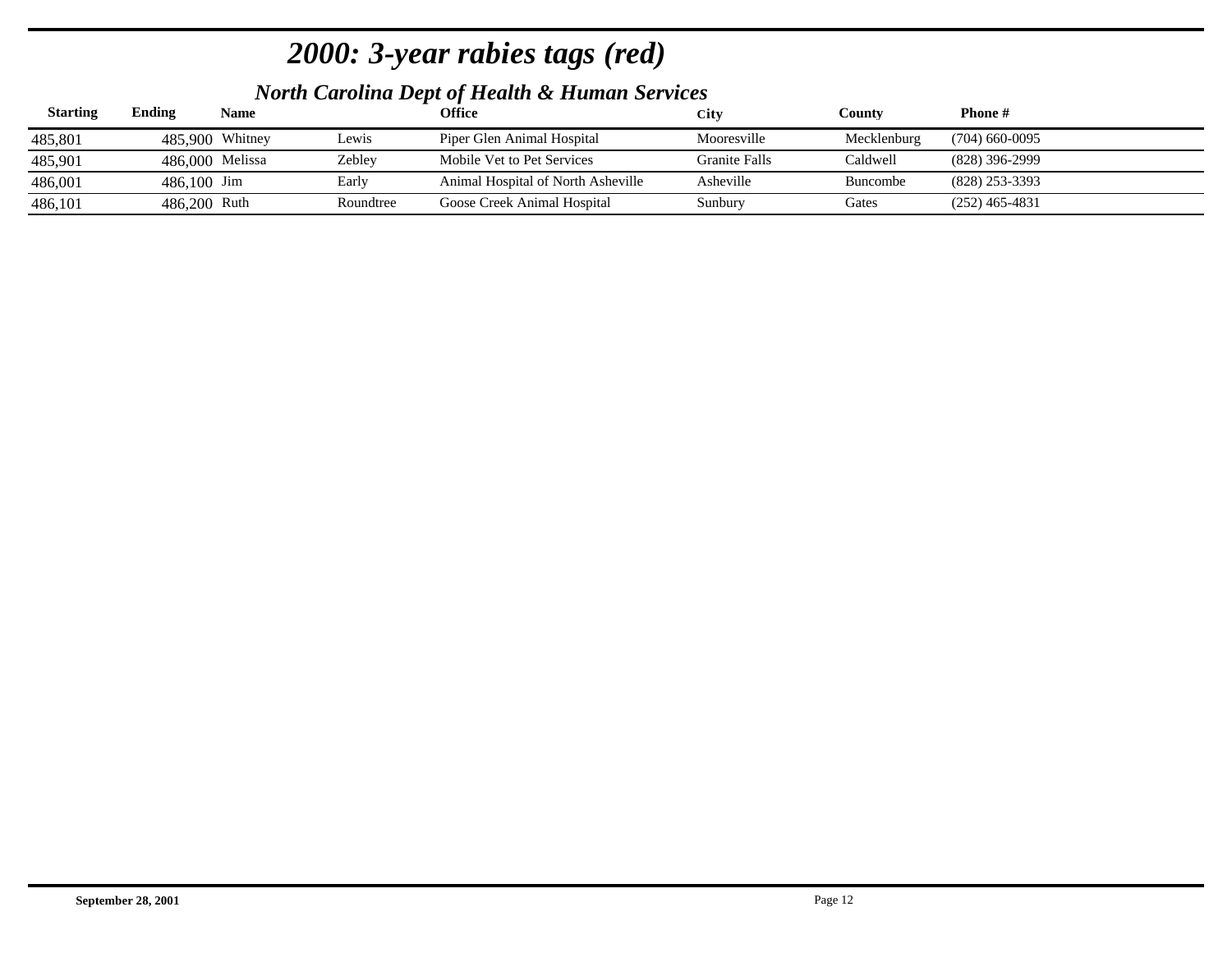# *2000: 3-year rabies tags (red)*

## *North Carolina Dept of Health & Human Services*

| Starting | Ending | Name | | Office | City | County | Phone # |
|---|---|---|---|---|---|---|---|
| 485,801 | 485,900 | Whitney | Lewis | Piper Glen Animal Hospital | Mooresville | Mecklenburg | (704) 660-0095 |
| 485,901 | 486,000 | Melissa | Zebley | Mobile Vet to Pet Services | Granite Falls | Caldwell | (828) 396-2999 |
| 486,001 | 486,100 | Jim | Early | Animal Hospital of North Asheville | Asheville | Buncombe | (828) 253-3393 |
| 486,101 | 486,200 | Ruth | Roundtree | Goose Creek Animal Hospital | Sunbury | Gates | (252) 465-4831 |

**September 28, 2001**